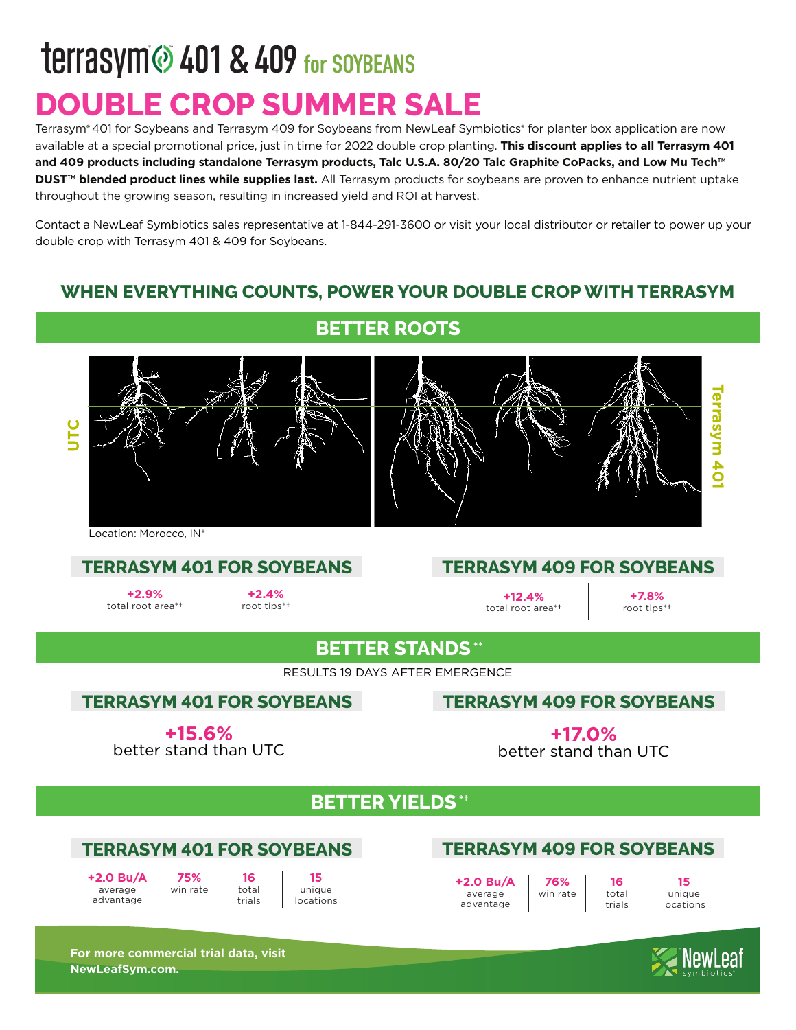# terrasym® 401 & 409 for SOYBEANS

# DOUBLE CROP SUMMER SALE

Terrasym® 401 for Soybeans and Terrasym 409 for Soybeans from NewLeaf Symbiotics® for planter box application are now available at a special promotional price, just in time for 2022 double crop planting. **This discount applies to all Terrasym 401 and 409 products including standalone Terrasym products, Talc U.S.A. 80/20 Talc Graphite CoPacks, and Low Mu Tech™ DUST™ blended product lines while supplies last.** All Terrasym products for soybeans are proven to enhance nutrient uptake throughout the growing season, resulting in increased yield and ROI at harvest.

Contact a NewLeaf Symbiotics sales representative at 1-844-291-3600 or visit your local distributor or retailer to power up your double crop with Terrasym 401 & 409 for Soybeans.

## WHEN EVERYTHING COUNTS, POWER YOUR DOUBLE CROP WITH TERRASYM

### BETTER ROOTS

UTC | Terrasym 401

Location: Morocco, IN*

#### TERRASYM 401 FOR SOYBEANS

| +2.9% | +2.4% |
|---|---|
| total root area*† | root tips*† |

#### TERRASYM 409 FOR SOYBEANS

| +12.4% | +7.8% |
|---|---|
| total root area*† | root tips*† |

### BETTER STANDS**

RESULTS 19 DAYS AFTER EMERGENCE

#### TERRASYM 401 FOR SOYBEANS

**+15.6%** better stand than UTC

#### TERRASYM 409 FOR SOYBEANS

**+17.0%** better stand than UTC

### BETTER YIELDS*†

#### TERRASYM 401 FOR SOYBEANS

| +2.0 Bu/A | 75% | 16 | 15 |
|---|---|---|---|
| average advantage | win rate | total trials | unique locations |

#### TERRASYM 409 FOR SOYBEANS

| +2.0 Bu/A | 76% | 16 | 15 |
|---|---|---|---|
| average advantage | win rate | total trials | unique locations |

**For more commercial trial data, visit NewLeafSym.com.**

NewLeaf symbiotics®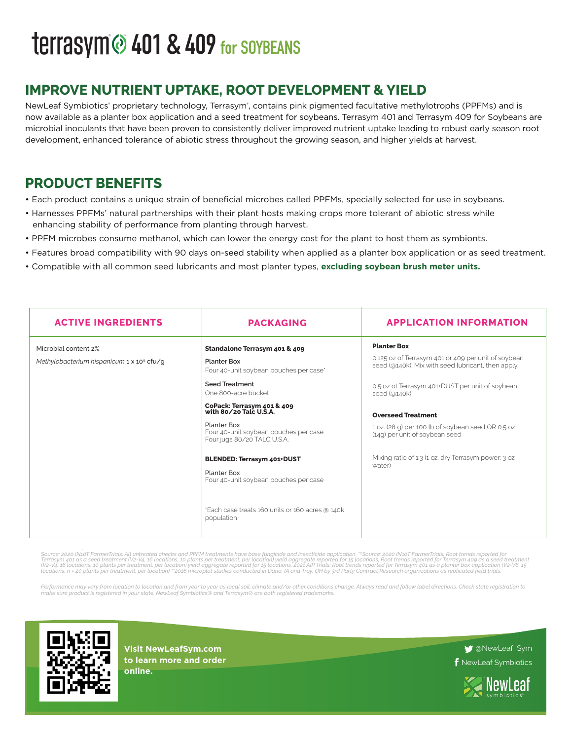# terrasym 401 & 409 for SOYBEANS

## IMPROVE NUTRIENT UPTAKE, ROOT DEVELOPMENT & YIELD

NewLeaf Symbiotics® proprietary technology, Terrasym®, contains pink pigmented facultative methylotrophs (PPFMs) and is now available as a planter box application and a seed treatment for soybeans. Terrasym 401 and Terrasym 409 for Soybeans are microbial inoculants that have been proven to consistently deliver improved nutrient uptake leading to robust early season root development, enhanced tolerance of abiotic stress throughout the growing season, and higher yields at harvest.

## PRODUCT BENEFITS

- Each product contains a unique strain of beneficial microbes called PPFMs, specially selected for use in soybeans.
- Harnesses PPFMs' natural partnerships with their plant hosts making crops more tolerant of abiotic stress while enhancing stability of performance from planting through harvest.
- PPFM microbes consume methanol, which can lower the energy cost for the plant to host them as symbionts.
- Features broad compatibility with 90 days on-seed stability when applied as a planter box application or as seed treatment.
- Compatible with all common seed lubricants and most planter types, **excluding soybean brush meter units.**

| ACTIVE INGREDIENTS | PACKAGING | APPLICATION INFORMATION |
|---|---|---|
| Microbial content 2%<br>*Methylobacterium hispanicum* 1 x $10^9$ cfu/g | **Standalone Terrasym 401 & 409**<br>Planter Box<br>Four 40-unit soybean pouches per case*<br>Seed Treatment<br>One 800-acre bucket<br>**CoPack: Terrasym 401 & 409 with 80/20 Talc U.S.A.**<br>Planter Box<br>Four 40-unit soybean pouches per case<br>Four jugs 80/20 TALC U.S.A.<br>**BLENDED: Terrasym 401+DUST**<br>Planter Box<br>Four 40-unit soybean pouches per case<br>*Each case treats 160 units or 160 acres @ 140k population | **Planter Box**<br>0.125 oz of Terrasym 401 or 409 per unit of soybean seed (@140k). Mix with seed lubricant, then apply.<br>0.5 oz ot Terrasym 401+DUST per unit of soybean seed (@140k)<br>**Overseed Treatment**<br>1 oz. (28 g) per 100 lb of soybean seed OR 0.5 oz (14g) per unit of soybean seed<br>Mixing ratio of 1:3 (1 oz. dry Terrasym power: 3 oz water) |

*Source: 2020 IN10T FarmerTrials; All untreated checks and PPFM treatments have base fungicide and insecticide application. *Source: 2020 IN10T FarmerTrials; Root trends reported for Terrasym 401 as a seed treatment (V2-V4, 16 locations, 10 plants per treatment, per location) yield aggregate reported for 15 locations, Root trends reported for Terrasym 409 as a seed treatment (V2-V4, 16 locations, 10 plants per treatment, per location) yield aggregate reported for 15 locations. 2021 AIP Trials; Root trends reported for Terrasym 401 as a planter box application (V2-V6, 15 locations, n = 20 plants per treatment, per location) **2016 microplot studies conducted in Dana, IA and Troy, OH by 3rd Party Contract Research organizations as replicated field trials.*

*Performance may vary from location to location and from year to year as local soil, climate and/or other conditions change. Always read and follow label directions. Check state registration to make sure product is registered in your state. NewLeaf Symbiotics® and Terrasym® are both registered trademarks.*

**Visit NewLeafSym.com to learn more and order online.**

@NewLeaf_Sym

NewLeaf Symbiotics

NewLeaf symbiotics